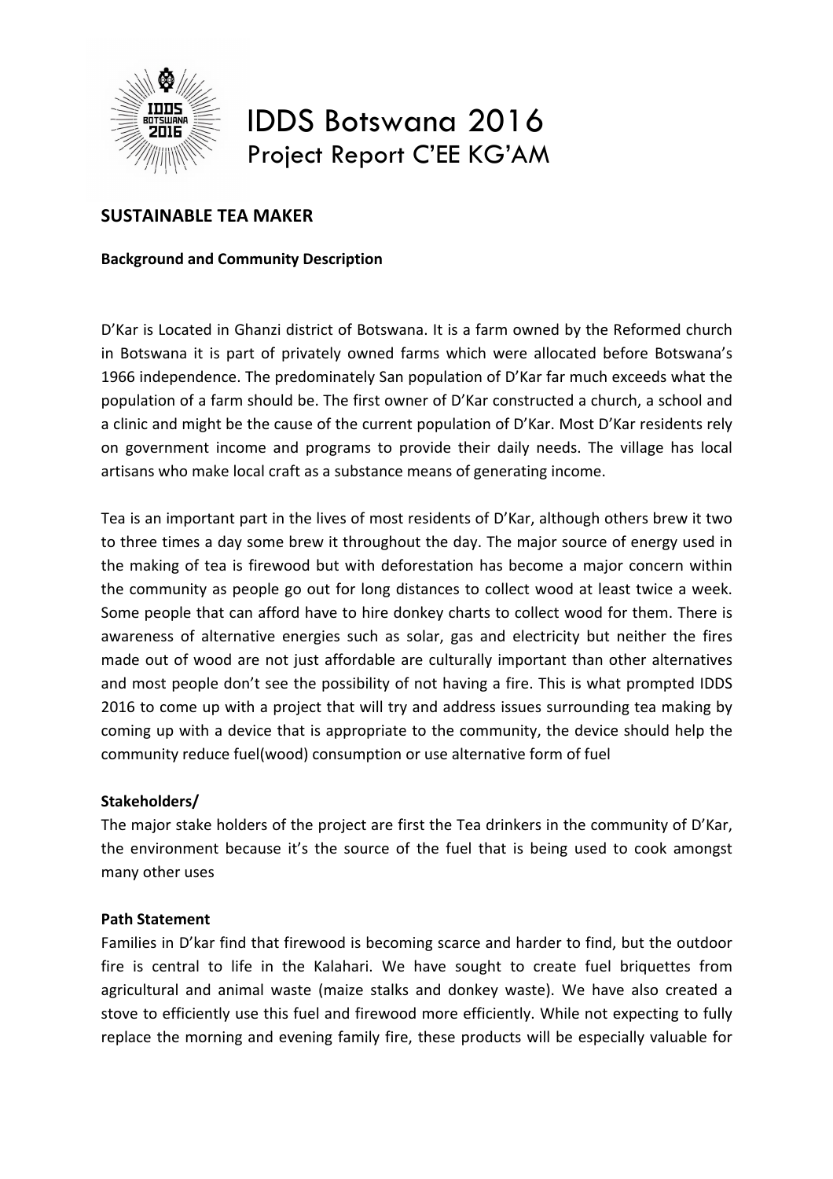# IDDS Botswana 2016

## Project Report C'EE KG'AM

### SUSTAINABLE TEA MAKER

**Background and Community Description**

D'Kar is Located in Ghanzi district of Botswana. It is a farm owned by the Reformed church in Botswana it is part of privately owned farms which were allocated before Botswana's 1966 independence. The predominately San population of D'Kar far much exceeds what the population of a farm should be. The first owner of D'Kar constructed a church, a school and a clinic and might be the cause of the current population of D'Kar. Most D'Kar residents rely on government income and programs to provide their daily needs. The village has local artisans who make local craft as a substance means of generating income.

Tea is an important part in the lives of most residents of D'Kar, although others brew it two to three times a day some brew it throughout the day. The major source of energy used in the making of tea is firewood but with deforestation has become a major concern within the community as people go out for long distances to collect wood at least twice a week. Some people that can afford have to hire donkey charts to collect wood for them. There is awareness of alternative energies such as solar, gas and electricity but neither the fires made out of wood are not just affordable are culturally important than other alternatives and most people don't see the possibility of not having a fire. This is what prompted IDDS 2016 to come up with a project that will try and address issues surrounding tea making by coming up with a device that is appropriate to the community, the device should help the community reduce fuel(wood) consumption or use alternative form of fuel

**Stakeholders/**

The major stake holders of the project are first the Tea drinkers in the community of D'Kar, the environment because it's the source of the fuel that is being used to cook amongst many other uses

**Path Statement**

Families in D'kar find that firewood is becoming scarce and harder to find, but the outdoor fire is central to life in the Kalahari. We have sought to create fuel briquettes from agricultural and animal waste (maize stalks and donkey waste). We have also created a stove to efficiently use this fuel and firewood more efficiently. While not expecting to fully replace the morning and evening family fire, these products will be especially valuable for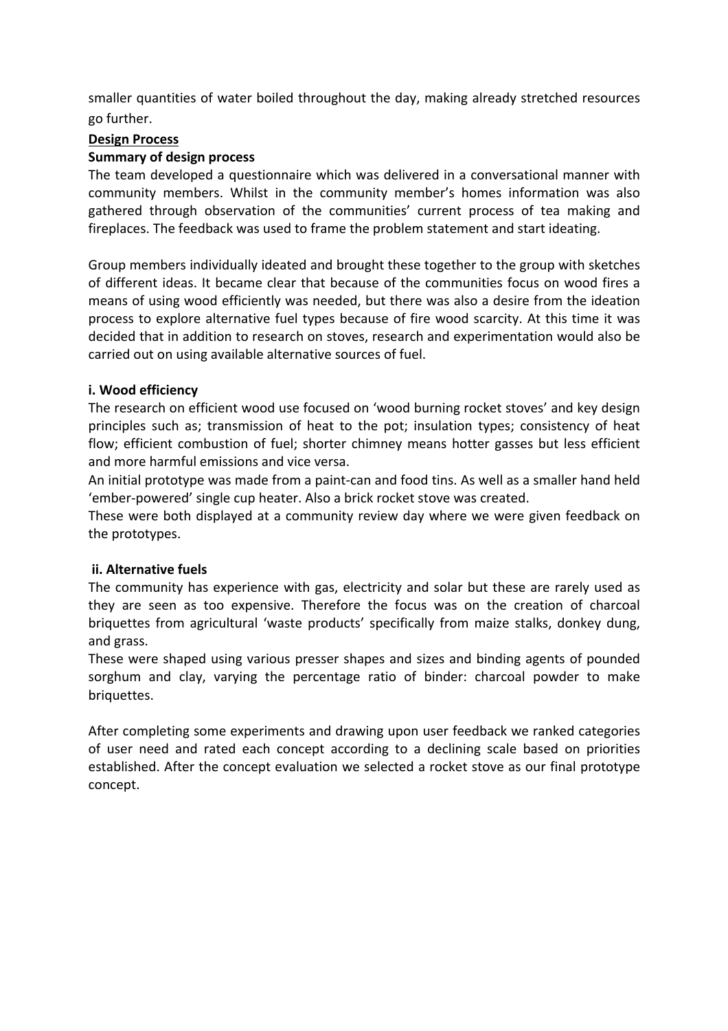smaller quantities of water boiled throughout the day, making already stretched resources go further.

## Design Process

### Summary of design process

The team developed a questionnaire which was delivered in a conversational manner with community members. Whilst in the community member's homes information was also gathered through observation of the communities' current process of tea making and fireplaces. The feedback was used to frame the problem statement and start ideating.

Group members individually ideated and brought these together to the group with sketches of different ideas. It became clear that because of the communities focus on wood fires a means of using wood efficiently was needed, but there was also a desire from the ideation process to explore alternative fuel types because of fire wood scarcity. At this time it was decided that in addition to research on stoves, research and experimentation would also be carried out on using available alternative sources of fuel.

### i. Wood efficiency

The research on efficient wood use focused on 'wood burning rocket stoves' and key design principles such as; transmission of heat to the pot; insulation types; consistency of heat flow; efficient combustion of fuel; shorter chimney means hotter gasses but less efficient and more harmful emissions and vice versa.

An initial prototype was made from a paint-can and food tins. As well as a smaller hand held 'ember-powered' single cup heater. Also a brick rocket stove was created.

These were both displayed at a community review day where we were given feedback on the prototypes.

### ii. Alternative fuels

The community has experience with gas, electricity and solar but these are rarely used as they are seen as too expensive. Therefore the focus was on the creation of charcoal briquettes from agricultural 'waste products' specifically from maize stalks, donkey dung, and grass.

These were shaped using various presser shapes and sizes and binding agents of pounded sorghum and clay, varying the percentage ratio of binder: charcoal powder to make briquettes.

After completing some experiments and drawing upon user feedback we ranked categories of user need and rated each concept according to a declining scale based on priorities established. After the concept evaluation we selected a rocket stove as our final prototype concept.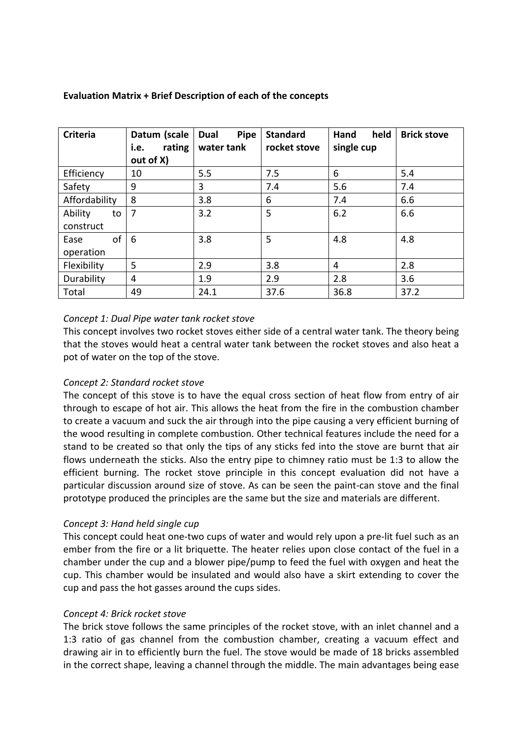**Evaluation Matrix + Brief Description of each of the concepts**

| Criteria | Datum (scale i.e. rating out of X) | Dual Pipe water tank | Standard rocket stove | Hand held single cup | Brick stove |
|---|---|---|---|---|---|
| Efficiency | 10 | 5.5 | 7.5 | 6 | 5.4 |
| Safety | 9 | 3 | 7.4 | 5.6 | 7.4 |
| Affordability | 8 | 3.8 | 6 | 7.4 | 6.6 |
| Ability to construct | 7 | 3.2 | 5 | 6.2 | 6.6 |
| Ease of operation | 6 | 3.8 | 5 | 4.8 | 4.8 |
| Flexibility | 5 | 2.9 | 3.8 | 4 | 2.8 |
| Durability | 4 | 1.9 | 2.9 | 2.8 | 3.6 |
| Total | 49 | 24.1 | 37.6 | 36.8 | 37.2 |

*Concept 1: Dual Pipe water tank rocket stove*

This concept involves two rocket stoves either side of a central water tank. The theory being that the stoves would heat a central water tank between the rocket stoves and also heat a pot of water on the top of the stove.

*Concept 2: Standard rocket stove*

The concept of this stove is to have the equal cross section of heat flow from entry of air through to escape of hot air. This allows the heat from the fire in the combustion chamber to create a vacuum and suck the air through into the pipe causing a very efficient burning of the wood resulting in complete combustion. Other technical features include the need for a stand to be created so that only the tips of any sticks fed into the stove are burnt that air flows underneath the sticks. Also the entry pipe to chimney ratio must be 1:3 to allow the efficient burning. The rocket stove principle in this concept evaluation did not have a particular discussion around size of stove. As can be seen the paint-can stove and the final prototype produced the principles are the same but the size and materials are different.

*Concept 3: Hand held single cup*

This concept could heat one-two cups of water and would rely upon a pre-lit fuel such as an ember from the fire or a lit briquette. The heater relies upon close contact of the fuel in a chamber under the cup and a blower pipe/pump to feed the fuel with oxygen and heat the cup. This chamber would be insulated and would also have a skirt extending to cover the cup and pass the hot gasses around the cups sides.

*Concept 4: Brick rocket stove*

The brick stove follows the same principles of the rocket stove, with an inlet channel and a 1:3 ratio of gas channel from the combustion chamber, creating a vacuum effect and drawing air in to efficiently burn the fuel. The stove would be made of 18 bricks assembled in the correct shape, leaving a channel through the middle. The main advantages being ease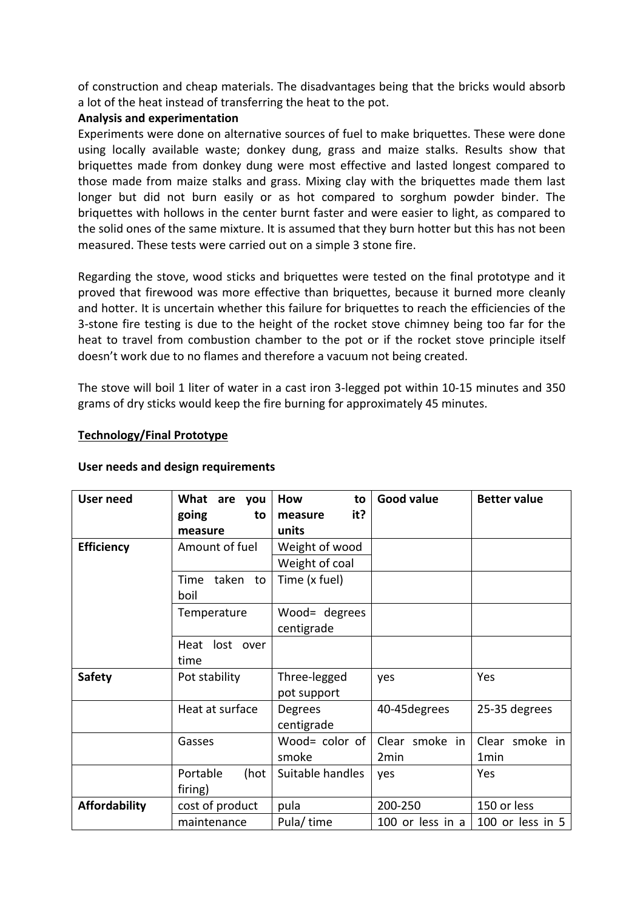of construction and cheap materials. The disadvantages being that the bricks would absorb a lot of the heat instead of transferring the heat to the pot.

**Analysis and experimentation**

Experiments were done on alternative sources of fuel to make briquettes. These were done using locally available waste; donkey dung, grass and maize stalks. Results show that briquettes made from donkey dung were most effective and lasted longest compared to those made from maize stalks and grass. Mixing clay with the briquettes made them last longer but did not burn easily or as hot compared to sorghum powder binder. The briquettes with hollows in the center burnt faster and were easier to light, as compared to the solid ones of the same mixture. It is assumed that they burn hotter but this has not been measured. These tests were carried out on a simple 3 stone fire.

Regarding the stove, wood sticks and briquettes were tested on the final prototype and it proved that firewood was more effective than briquettes, because it burned more cleanly and hotter. It is uncertain whether this failure for briquettes to reach the efficiencies of the 3-stone fire testing is due to the height of the rocket stove chimney being too far for the heat to travel from combustion chamber to the pot or if the rocket stove principle itself doesn't work due to no flames and therefore a vacuum not being created.

The stove will boil 1 liter of water in a cast iron 3-legged pot within 10-15 minutes and 350 grams of dry sticks would keep the fire burning for approximately 45 minutes.

## Technology/Final Prototype

**User needs and design requirements**

| User need | What are you going to measure | How to measure it? units | Good value | Better value |
|---|---|---|---|---|
| **Efficiency** | Amount of fuel | Weight of wood | | |
| | | Weight of coal | | |
| | Time taken to boil | Time (x fuel) | | |
| | Temperature | Wood= degrees centigrade | | |
| | Heat lost over time | | | |
| **Safety** | Pot stability | Three-legged pot support | yes | Yes |
| | Heat at surface | Degrees centigrade | 40-45degrees | 25-35 degrees |
| | Gasses | Wood= color of smoke | Clear smoke in 2min | Clear smoke in 1min |
| | Portable (hot firing) | Suitable handles | yes | Yes |
| **Affordability** | cost of product | pula | 200-250 | 150 or less |
| | maintenance | Pula/ time | 100 or less in a | 100 or less in 5 |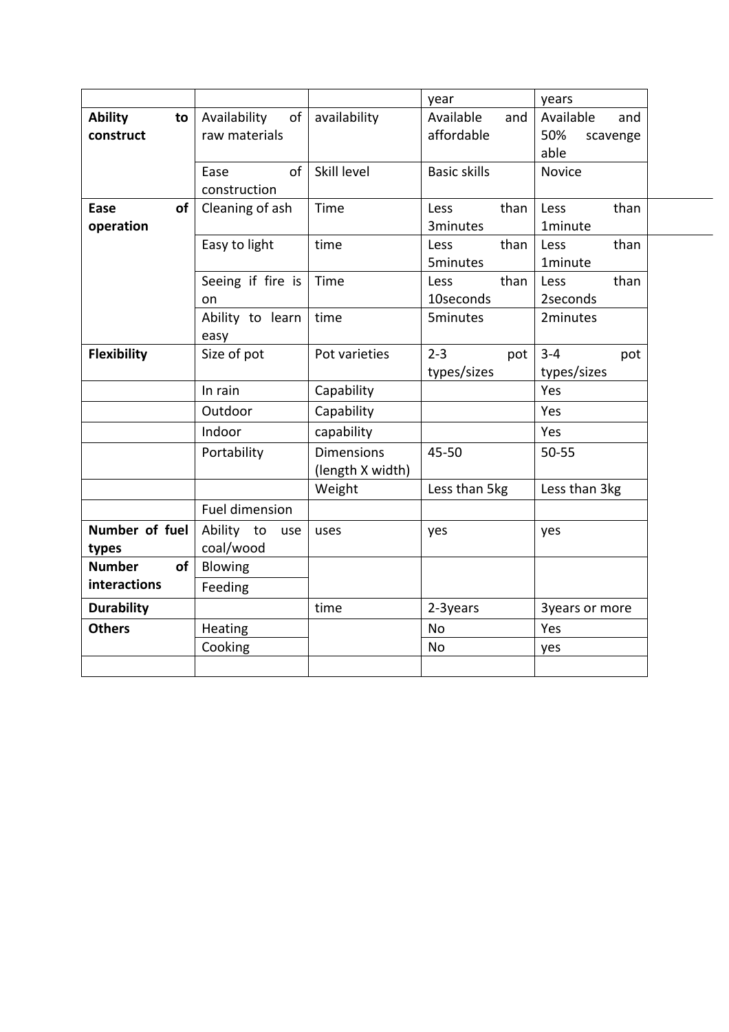| | | | year | years |
|---|---|---|---|---|
| **Ability to construct** | Availability of raw materials | availability | Available and affordable | Available and 50% scavenge able |
| | Ease of construction | Skill level | Basic skills | Novice |
| **Ease of operation** | Cleaning of ash | Time | Less than 3minutes | Less than 1minute |
| | Easy to light | time | Less than 5minutes | Less than 1minute |
| | Seeing if fire is on | Time | Less than 10seconds | Less than 2seconds |
| | Ability to learn easy | time | 5minutes | 2minutes |
| **Flexibility** | Size of pot | Pot varieties | 2-3 pot types/sizes | 3-4 pot types/sizes |
| | In rain | Capability | | Yes |
| | Outdoor | Capability | | Yes |
| | Indoor | capability | | Yes |
| | Portability | Dimensions (length X width) | 45-50 | 50-55 |
| | | Weight | Less than 5kg | Less than 3kg |
| | Fuel dimension | | | |
| **Number of fuel types** | Ability to use coal/wood | uses | yes | yes |
| **Number of interactions** | Blowing | | | |
| | Feeding | | | |
| **Durability** | | time | 2-3years | 3years or more |
| **Others** | Heating | | No | Yes |
| | Cooking | | No | yes |
| | | | | |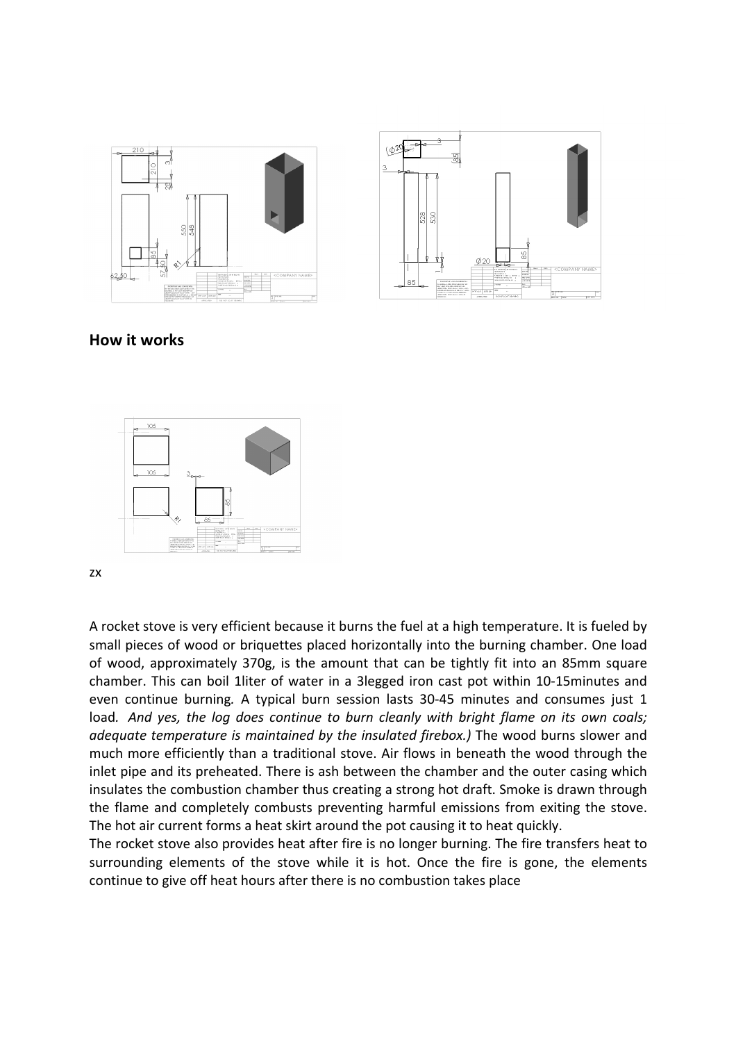## How it works

zx

A rocket stove is very efficient because it burns the fuel at a high temperature. It is fueled by small pieces of wood or briquettes placed horizontally into the burning chamber. One load of wood, approximately 370g, is the amount that can be tightly fit into an 85mm square chamber. This can boil 1liter of water in a 3legged iron cast pot within 10-15minutes and even continue burning*.* A typical burn session lasts 30-45 minutes and consumes just 1 load*. And yes, the log does continue to burn cleanly with bright flame on its own coals; adequate temperature is maintained by the insulated firebox.)* The wood burns slower and much more efficiently than a traditional stove. Air flows in beneath the wood through the inlet pipe and its preheated. There is ash between the chamber and the outer casing which insulates the combustion chamber thus creating a strong hot draft. Smoke is drawn through the flame and completely combusts preventing harmful emissions from exiting the stove. The hot air current forms a heat skirt around the pot causing it to heat quickly.

The rocket stove also provides heat after fire is no longer burning. The fire transfers heat to surrounding elements of the stove while it is hot. Once the fire is gone, the elements continue to give off heat hours after there is no combustion takes place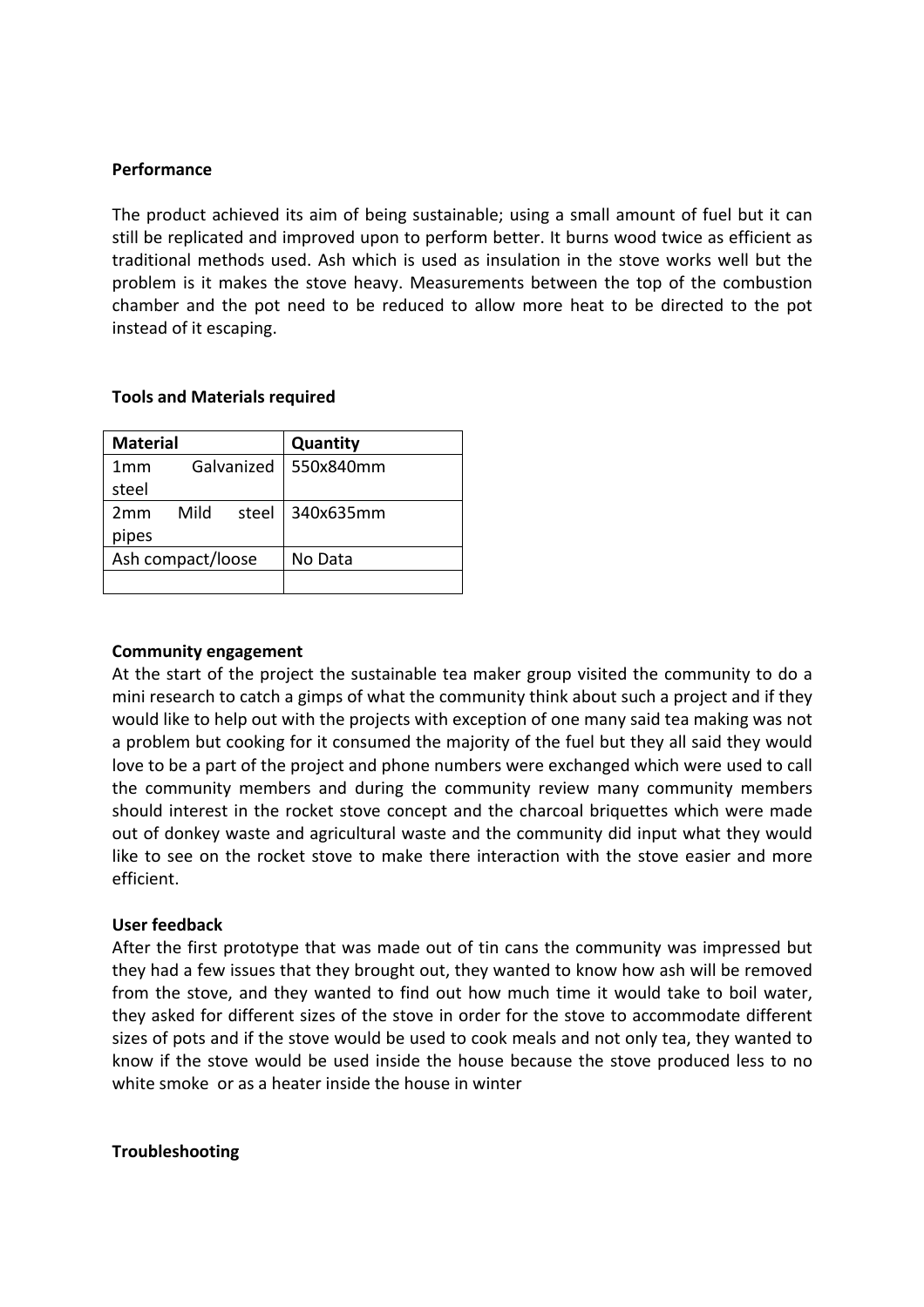**Performance**

The product achieved its aim of being sustainable; using a small amount of fuel but it can still be replicated and improved upon to perform better. It burns wood twice as efficient as traditional methods used. Ash which is used as insulation in the stove works well but the problem is it makes the stove heavy. Measurements between the top of the combustion chamber and the pot need to be reduced to allow more heat to be directed to the pot instead of it escaping.

**Tools and Materials required**

| Material | Quantity |
|---|---|
| 1mm Galvanized steel | 550x840mm |
| 2mm Mild steel pipes | 340x635mm |
| Ash compact/loose | No Data |
| | |

**Community engagement**

At the start of the project the sustainable tea maker group visited the community to do a mini research to catch a gimps of what the community think about such a project and if they would like to help out with the projects with exception of one many said tea making was not a problem but cooking for it consumed the majority of the fuel but they all said they would love to be a part of the project and phone numbers were exchanged which were used to call the community members and during the community review many community members should interest in the rocket stove concept and the charcoal briquettes which were made out of donkey waste and agricultural waste and the community did input what they would like to see on the rocket stove to make there interaction with the stove easier and more efficient.

**User feedback**

After the first prototype that was made out of tin cans the community was impressed but they had a few issues that they brought out, they wanted to know how ash will be removed from the stove, and they wanted to find out how much time it would take to boil water, they asked for different sizes of the stove in order for the stove to accommodate different sizes of pots and if the stove would be used to cook meals and not only tea, they wanted to know if the stove would be used inside the house because the stove produced less to no white smoke or as a heater inside the house in winter

**Troubleshooting**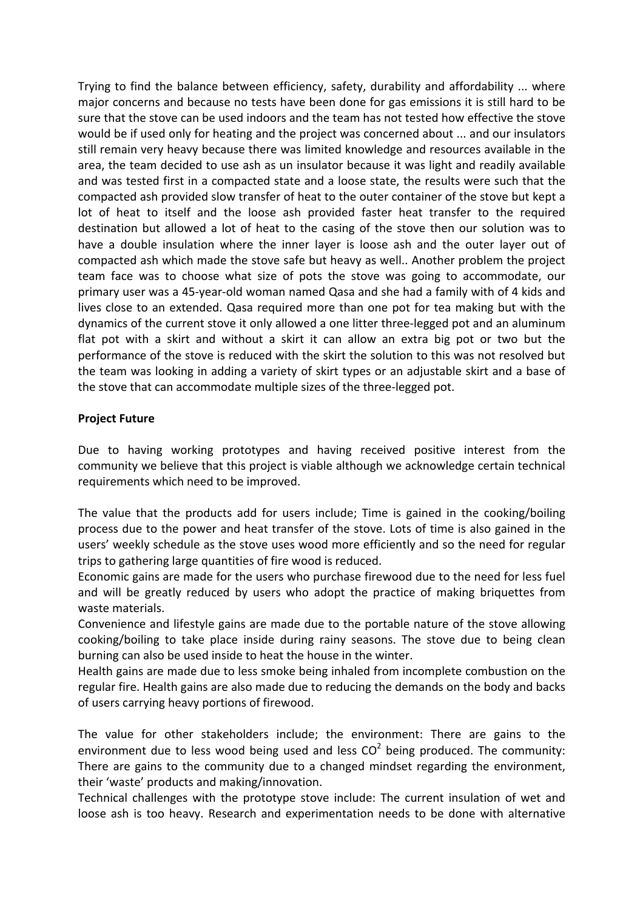Trying to find the balance between efficiency, safety, durability and affordability ... where major concerns and because no tests have been done for gas emissions it is still hard to be sure that the stove can be used indoors and the team has not tested how effective the stove would be if used only for heating and the project was concerned about ... and our insulators still remain very heavy because there was limited knowledge and resources available in the area, the team decided to use ash as un insulator because it was light and readily available and was tested first in a compacted state and a loose state, the results were such that the compacted ash provided slow transfer of heat to the outer container of the stove but kept a lot of heat to itself and the loose ash provided faster heat transfer to the required destination but allowed a lot of heat to the casing of the stove then our solution was to have a double insulation where the inner layer is loose ash and the outer layer out of compacted ash which made the stove safe but heavy as well.. Another problem the project team face was to choose what size of pots the stove was going to accommodate, our primary user was a 45-year-old woman named Qasa and she had a family with of 4 kids and lives close to an extended. Qasa required more than one pot for tea making but with the dynamics of the current stove it only allowed a one litter three-legged pot and an aluminum flat pot with a skirt and without a skirt it can allow an extra big pot or two but the performance of the stove is reduced with the skirt the solution to this was not resolved but the team was looking in adding a variety of skirt types or an adjustable skirt and a base of the stove that can accommodate multiple sizes of the three-legged pot.

**Project Future**

Due to having working prototypes and having received positive interest from the community we believe that this project is viable although we acknowledge certain technical requirements which need to be improved.

The value that the products add for users include; Time is gained in the cooking/boiling process due to the power and heat transfer of the stove. Lots of time is also gained in the users' weekly schedule as the stove uses wood more efficiently and so the need for regular trips to gathering large quantities of fire wood is reduced.
Economic gains are made for the users who purchase firewood due to the need for less fuel and will be greatly reduced by users who adopt the practice of making briquettes from waste materials.
Convenience and lifestyle gains are made due to the portable nature of the stove allowing cooking/boiling to take place inside during rainy seasons. The stove due to being clean burning can also be used inside to heat the house in the winter.
Health gains are made due to less smoke being inhaled from incomplete combustion on the regular fire. Health gains are also made due to reducing the demands on the body and backs of users carrying heavy portions of firewood.

The value for other stakeholders include; the environment: There are gains to the environment due to less wood being used and less $CO^2$ being produced. The community: There are gains to the community due to a changed mindset regarding the environment, their 'waste' products and making/innovation.
Technical challenges with the prototype stove include: The current insulation of wet and loose ash is too heavy. Research and experimentation needs to be done with alternative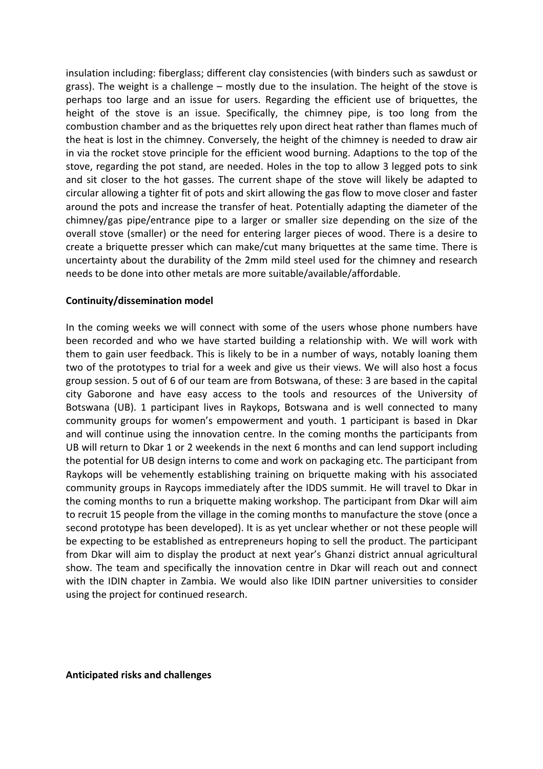insulation including: fiberglass; different clay consistencies (with binders such as sawdust or grass). The weight is a challenge – mostly due to the insulation. The height of the stove is perhaps too large and an issue for users. Regarding the efficient use of briquettes, the height of the stove is an issue. Specifically, the chimney pipe, is too long from the combustion chamber and as the briquettes rely upon direct heat rather than flames much of the heat is lost in the chimney. Conversely, the height of the chimney is needed to draw air in via the rocket stove principle for the efficient wood burning. Adaptions to the top of the stove, regarding the pot stand, are needed. Holes in the top to allow 3 legged pots to sink and sit closer to the hot gasses. The current shape of the stove will likely be adapted to circular allowing a tighter fit of pots and skirt allowing the gas flow to move closer and faster around the pots and increase the transfer of heat. Potentially adapting the diameter of the chimney/gas pipe/entrance pipe to a larger or smaller size depending on the size of the overall stove (smaller) or the need for entering larger pieces of wood. There is a desire to create a briquette presser which can make/cut many briquettes at the same time. There is uncertainty about the durability of the 2mm mild steel used for the chimney and research needs to be done into other metals are more suitable/available/affordable.

**Continuity/dissemination model**

In the coming weeks we will connect with some of the users whose phone numbers have been recorded and who we have started building a relationship with. We will work with them to gain user feedback. This is likely to be in a number of ways, notably loaning them two of the prototypes to trial for a week and give us their views. We will also host a focus group session. 5 out of 6 of our team are from Botswana, of these: 3 are based in the capital city Gaborone and have easy access to the tools and resources of the University of Botswana (UB). 1 participant lives in Raykops, Botswana and is well connected to many community groups for women's empowerment and youth. 1 participant is based in Dkar and will continue using the innovation centre. In the coming months the participants from UB will return to Dkar 1 or 2 weekends in the next 6 months and can lend support including the potential for UB design interns to come and work on packaging etc. The participant from Raykops will be vehemently establishing training on briquette making with his associated community groups in Raycops immediately after the IDDS summit. He will travel to Dkar in the coming months to run a briquette making workshop. The participant from Dkar will aim to recruit 15 people from the village in the coming months to manufacture the stove (once a second prototype has been developed). It is as yet unclear whether or not these people will be expecting to be established as entrepreneurs hoping to sell the product. The participant from Dkar will aim to display the product at next year's Ghanzi district annual agricultural show. The team and specifically the innovation centre in Dkar will reach out and connect with the IDIN chapter in Zambia. We would also like IDIN partner universities to consider using the project for continued research.

**Anticipated risks and challenges**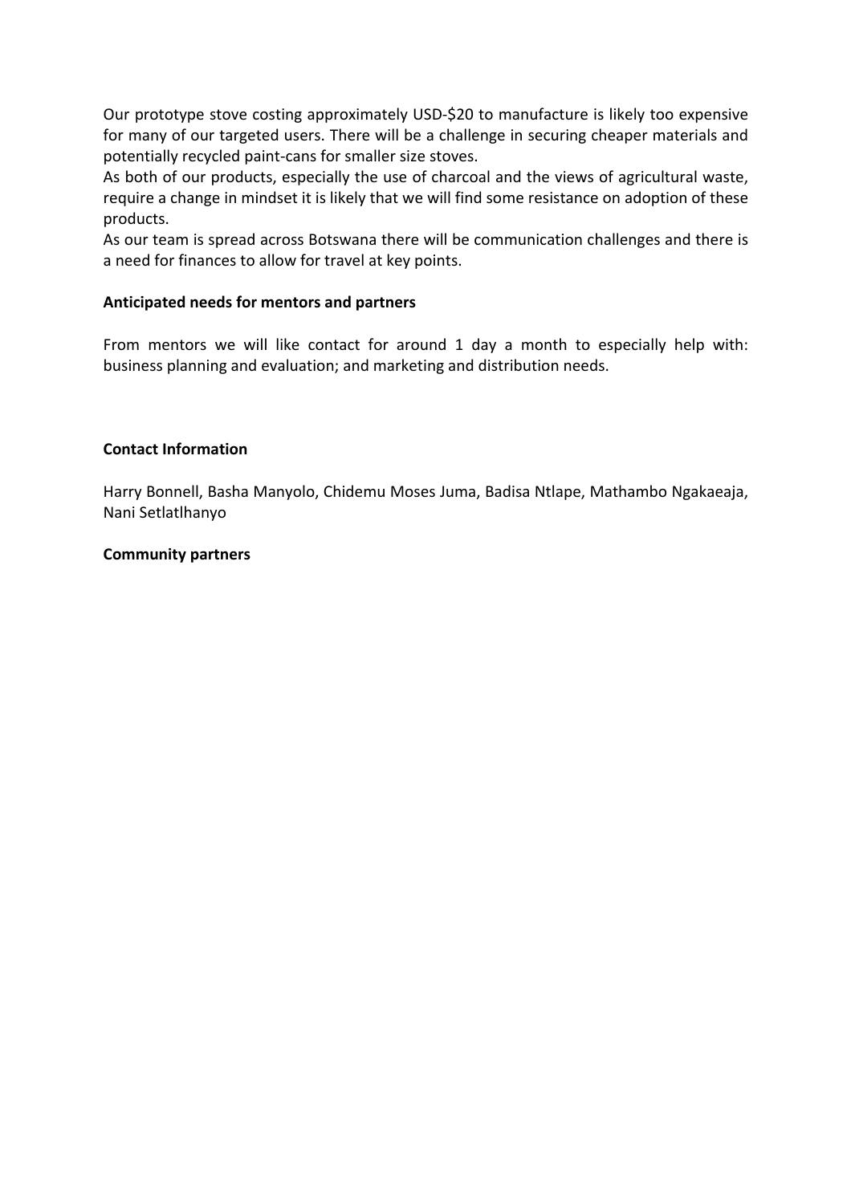Our prototype stove costing approximately USD-$20 to manufacture is likely too expensive for many of our targeted users. There will be a challenge in securing cheaper materials and potentially recycled paint-cans for smaller size stoves.
As both of our products, especially the use of charcoal and the views of agricultural waste, require a change in mindset it is likely that we will find some resistance on adoption of these products.
As our team is spread across Botswana there will be communication challenges and there is a need for finances to allow for travel at key points.

**Anticipated needs for mentors and partners**

From mentors we will like contact for around 1 day a month to especially help with: business planning and evaluation; and marketing and distribution needs.

**Contact Information**

Harry Bonnell, Basha Manyolo, Chidemu Moses Juma, Badisa Ntlape, Mathambo Ngakaeaja, Nani Setlatlhanyo

**Community partners**